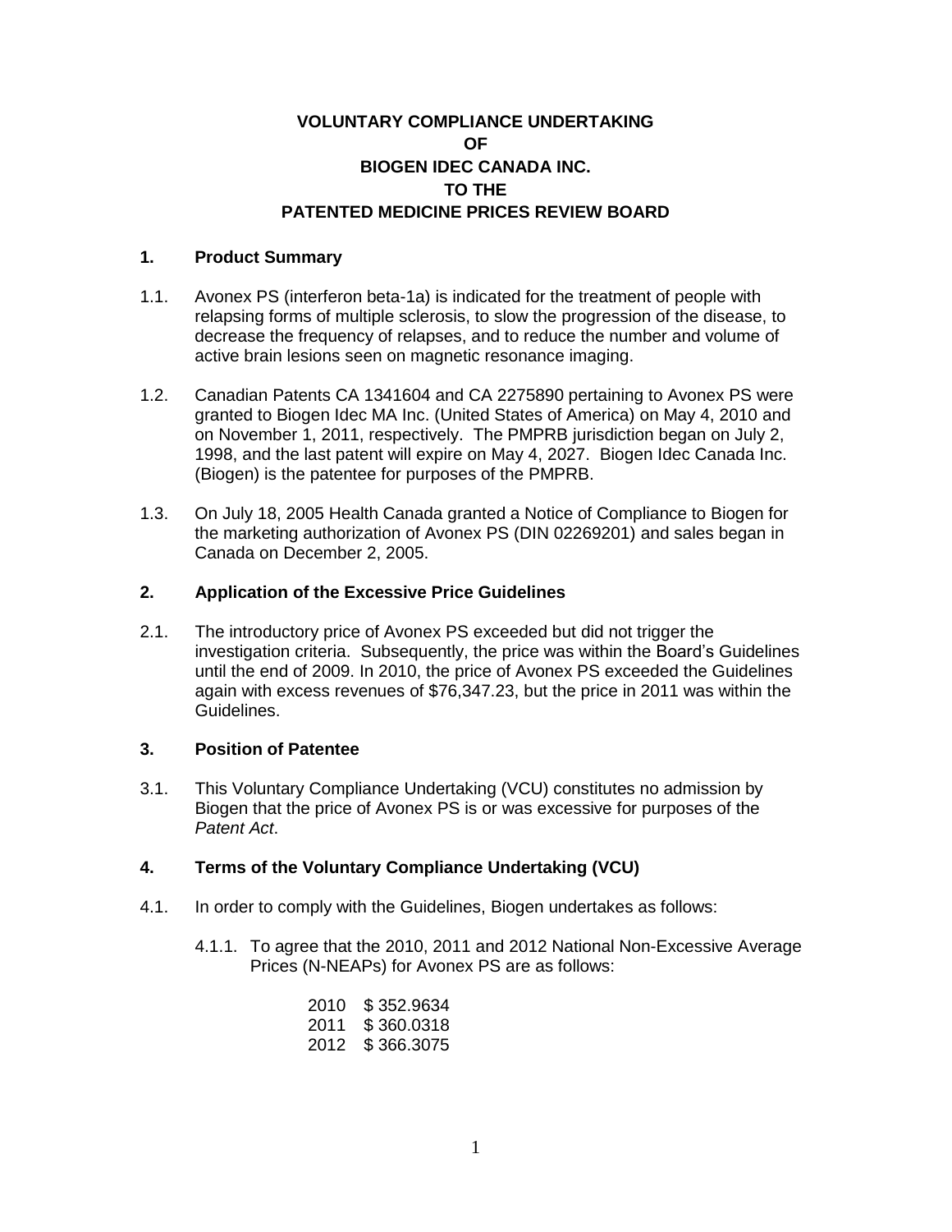# VOLUNTARY COMPLIANCE UNDERTAKING OF BIOGEN IDEC CANADA INC. TO THE PATENTED MEDICINE PRICES REVIEW BOARD

## 1. Product Summary

1.1. Avonex PS (interferon beta-1a) is indicated for the treatment of people with relapsing forms of multiple sclerosis, to slow the progression of the disease, to decrease the frequency of relapses, and to reduce the number and volume of active brain lesions seen on magnetic resonance imaging.

1.2. Canadian Patents CA 1341604 and CA 2275890 pertaining to Avonex PS were granted to Biogen Idec MA Inc. (United States of America) on May 4, 2010 and on November 1, 2011, respectively. The PMPRB jurisdiction began on July 2, 1998, and the last patent will expire on May 4, 2027. Biogen Idec Canada Inc. (Biogen) is the patentee for purposes of the PMPRB.

1.3. On July 18, 2005 Health Canada granted a Notice of Compliance to Biogen for the marketing authorization of Avonex PS (DIN 02269201) and sales began in Canada on December 2, 2005.

## 2. Application of the Excessive Price Guidelines

2.1. The introductory price of Avonex PS exceeded but did not trigger the investigation criteria. Subsequently, the price was within the Board's Guidelines until the end of 2009. In 2010, the price of Avonex PS exceeded the Guidelines again with excess revenues of $76,347.23, but the price in 2011 was within the Guidelines.

## 3. Position of Patentee

3.1. This Voluntary Compliance Undertaking (VCU) constitutes no admission by Biogen that the price of Avonex PS is or was excessive for purposes of the *Patent Act*.

## 4. Terms of the Voluntary Compliance Undertaking (VCU)

4.1. In order to comply with the Guidelines, Biogen undertakes as follows:

4.1.1. To agree that the 2010, 2011 and 2012 National Non-Excessive Average Prices (N-NEAPs) for Avonex PS are as follows:

| | |
|---|---|
| 2010 | $ 352.9634 |
| 2011 | $ 360.0318 |
| 2012 | $ 366.3075 |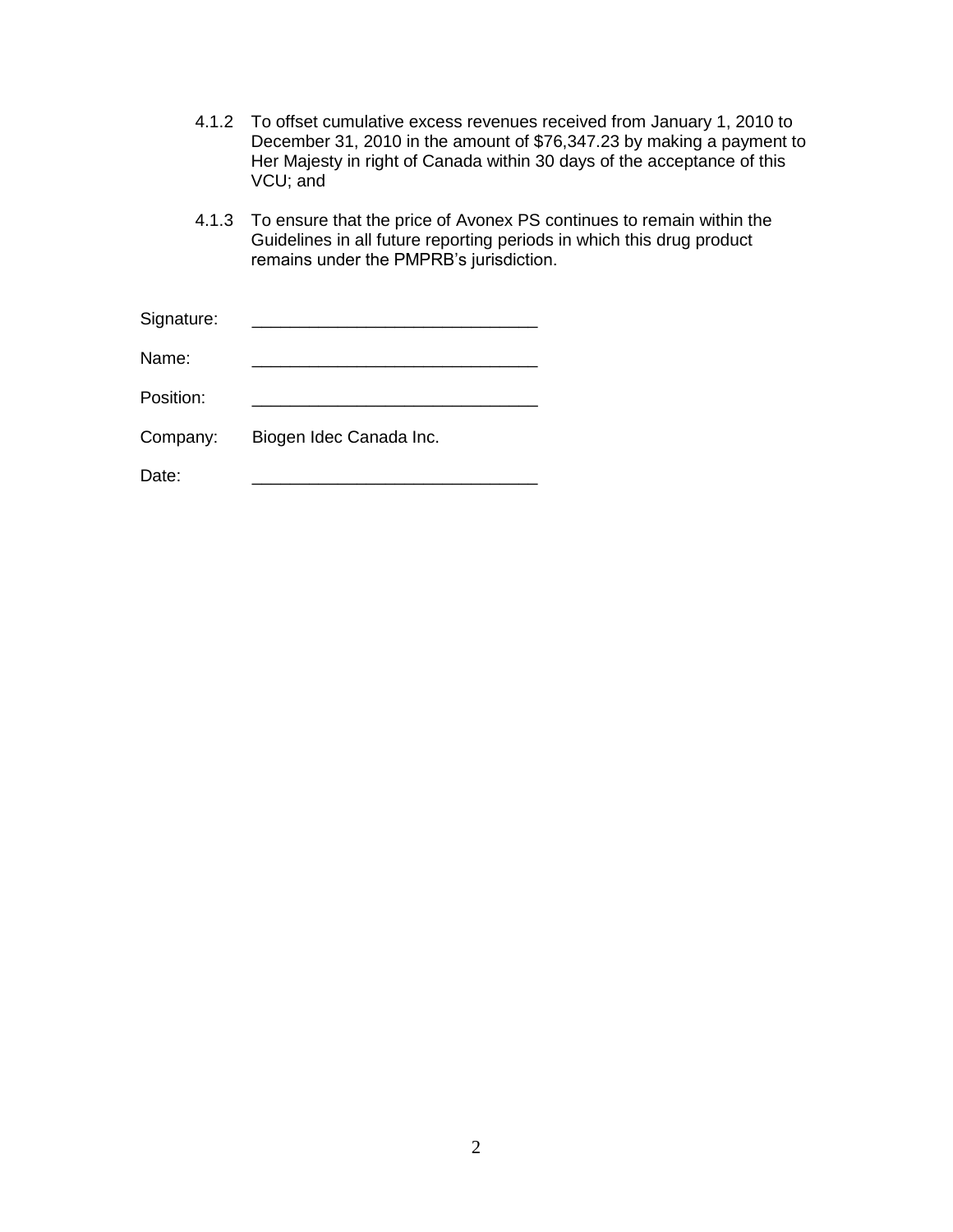4.1.2 To offset cumulative excess revenues received from January 1, 2010 to December 31, 2010 in the amount of $76,347.23 by making a payment to Her Majesty in right of Canada within 30 days of the acceptance of this VCU; and

4.1.3 To ensure that the price of Avonex PS continues to remain within the Guidelines in all future reporting periods in which this drug product remains under the PMPRB's jurisdiction.

Signature: ______________________________

Name: ______________________________

Position: ______________________________

Company: Biogen Idec Canada Inc.

Date: ______________________________